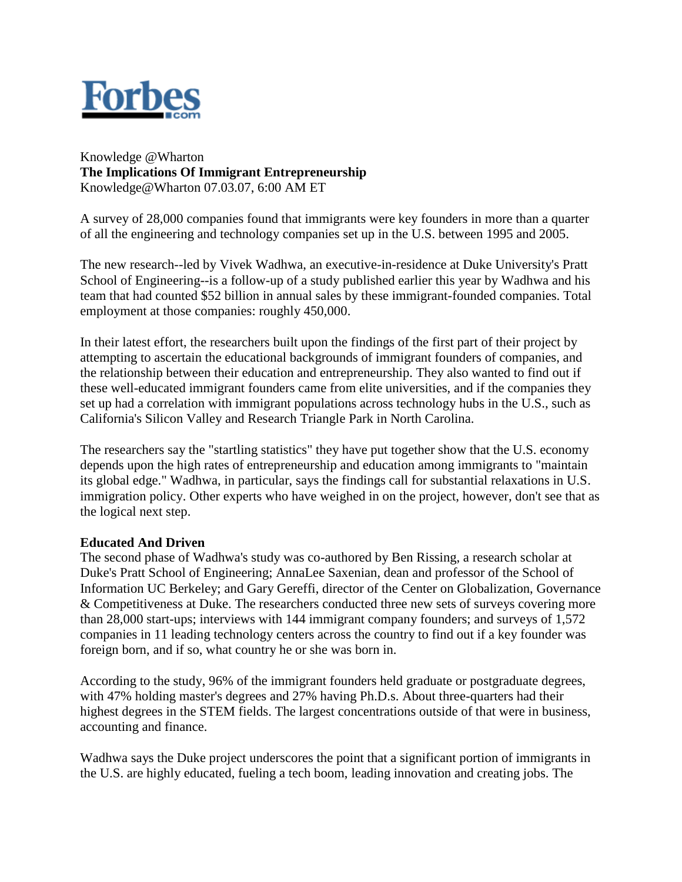Forbes.com

Knowledge @Wharton

**The Implications Of Immigrant Entrepreneurship**

Knowledge@Wharton 07.03.07, 6:00 AM ET

A survey of 28,000 companies found that immigrants were key founders in more than a quarter of all the engineering and technology companies set up in the U.S. between 1995 and 2005.

The new research--led by Vivek Wadhwa, an executive-in-residence at Duke University's Pratt School of Engineering--is a follow-up of a study published earlier this year by Wadhwa and his team that had counted $52 billion in annual sales by these immigrant-founded companies. Total employment at those companies: roughly 450,000.

In their latest effort, the researchers built upon the findings of the first part of their project by attempting to ascertain the educational backgrounds of immigrant founders of companies, and the relationship between their education and entrepreneurship. They also wanted to find out if these well-educated immigrant founders came from elite universities, and if the companies they set up had a correlation with immigrant populations across technology hubs in the U.S., such as California's Silicon Valley and Research Triangle Park in North Carolina.

The researchers say the "startling statistics" they have put together show that the U.S. economy depends upon the high rates of entrepreneurship and education among immigrants to "maintain its global edge." Wadhwa, in particular, says the findings call for substantial relaxations in U.S. immigration policy. Other experts who have weighed in on the project, however, don't see that as the logical next step.

**Educated And Driven**

The second phase of Wadhwa's study was co-authored by Ben Rissing, a research scholar at Duke's Pratt School of Engineering; AnnaLee Saxenian, dean and professor of the School of Information UC Berkeley; and Gary Gereffi, director of the Center on Globalization, Governance & Competitiveness at Duke. The researchers conducted three new sets of surveys covering more than 28,000 start-ups; interviews with 144 immigrant company founders; and surveys of 1,572 companies in 11 leading technology centers across the country to find out if a key founder was foreign born, and if so, what country he or she was born in.

According to the study, 96% of the immigrant founders held graduate or postgraduate degrees, with 47% holding master's degrees and 27% having Ph.D.s. About three-quarters had their highest degrees in the STEM fields. The largest concentrations outside of that were in business, accounting and finance.

Wadhwa says the Duke project underscores the point that a significant portion of immigrants in the U.S. are highly educated, fueling a tech boom, leading innovation and creating jobs. The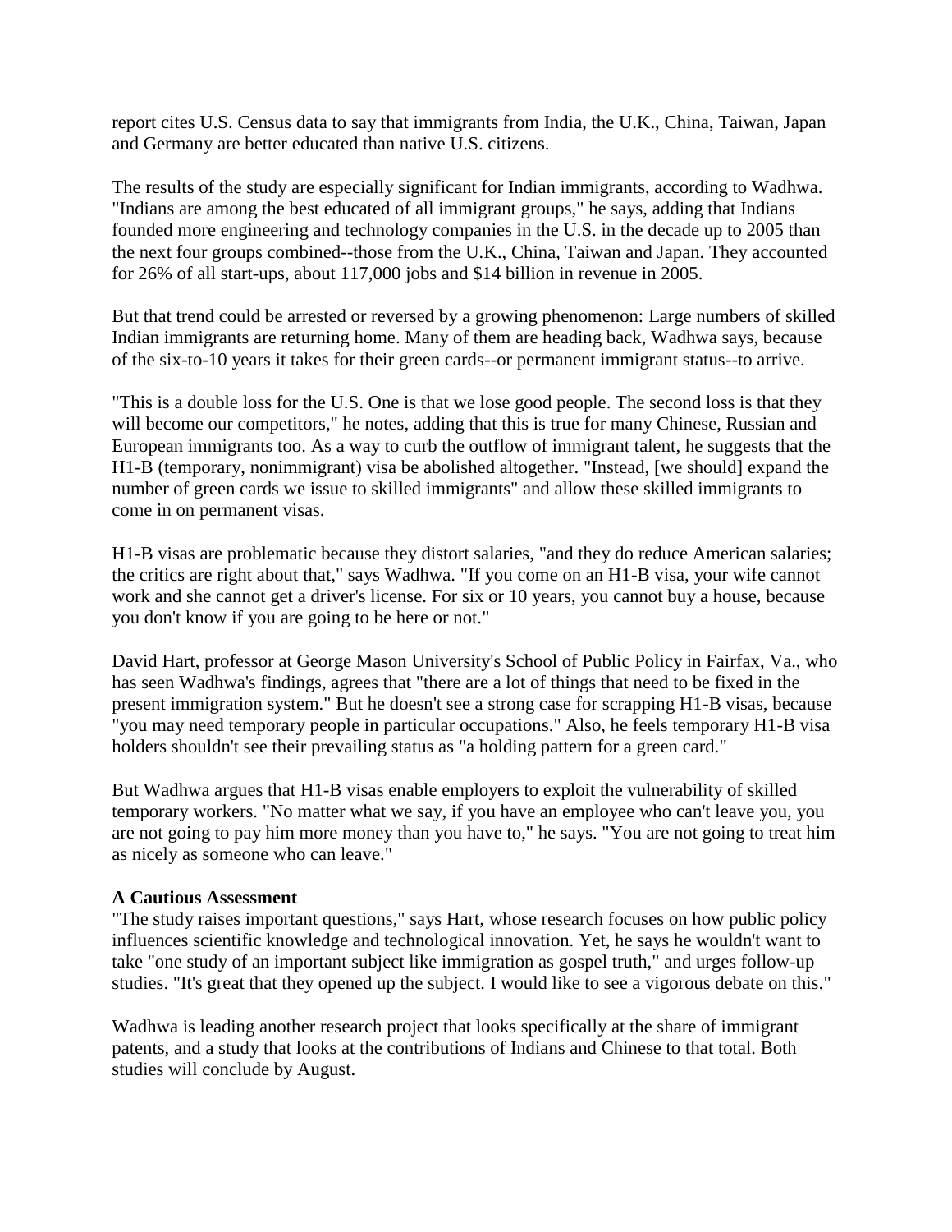report cites U.S. Census data to say that immigrants from India, the U.K., China, Taiwan, Japan and Germany are better educated than native U.S. citizens.

The results of the study are especially significant for Indian immigrants, according to Wadhwa. "Indians are among the best educated of all immigrant groups," he says, adding that Indians founded more engineering and technology companies in the U.S. in the decade up to 2005 than the next four groups combined--those from the U.K., China, Taiwan and Japan. They accounted for 26% of all start-ups, about 117,000 jobs and $14 billion in revenue in 2005.

But that trend could be arrested or reversed by a growing phenomenon: Large numbers of skilled Indian immigrants are returning home. Many of them are heading back, Wadhwa says, because of the six-to-10 years it takes for their green cards--or permanent immigrant status--to arrive.

"This is a double loss for the U.S. One is that we lose good people. The second loss is that they will become our competitors," he notes, adding that this is true for many Chinese, Russian and European immigrants too. As a way to curb the outflow of immigrant talent, he suggests that the H1-B (temporary, nonimmigrant) visa be abolished altogether. "Instead, [we should] expand the number of green cards we issue to skilled immigrants" and allow these skilled immigrants to come in on permanent visas.

H1-B visas are problematic because they distort salaries, "and they do reduce American salaries; the critics are right about that," says Wadhwa. "If you come on an H1-B visa, your wife cannot work and she cannot get a driver's license. For six or 10 years, you cannot buy a house, because you don't know if you are going to be here or not."

David Hart, professor at George Mason University's School of Public Policy in Fairfax, Va., who has seen Wadhwa's findings, agrees that "there are a lot of things that need to be fixed in the present immigration system." But he doesn't see a strong case for scrapping H1-B visas, because "you may need temporary people in particular occupations." Also, he feels temporary H1-B visa holders shouldn't see their prevailing status as "a holding pattern for a green card."

But Wadhwa argues that H1-B visas enable employers to exploit the vulnerability of skilled temporary workers. "No matter what we say, if you have an employee who can't leave you, you are not going to pay him more money than you have to," he says. "You are not going to treat him as nicely as someone who can leave."

**A Cautious Assessment**

"The study raises important questions," says Hart, whose research focuses on how public policy influences scientific knowledge and technological innovation. Yet, he says he wouldn't want to take "one study of an important subject like immigration as gospel truth," and urges follow-up studies. "It's great that they opened up the subject. I would like to see a vigorous debate on this."

Wadhwa is leading another research project that looks specifically at the share of immigrant patents, and a study that looks at the contributions of Indians and Chinese to that total. Both studies will conclude by August.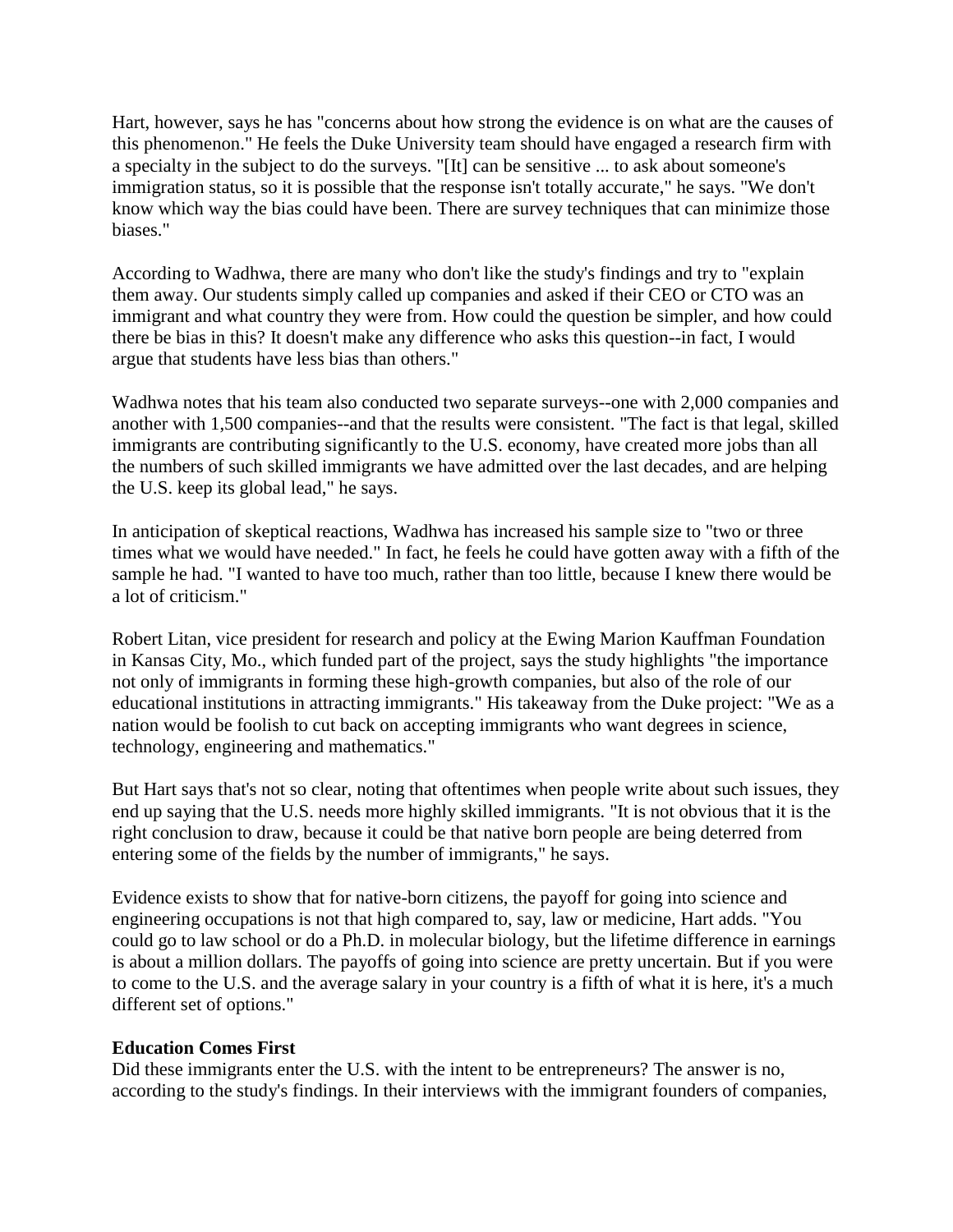Hart, however, says he has "concerns about how strong the evidence is on what are the causes of this phenomenon." He feels the Duke University team should have engaged a research firm with a specialty in the subject to do the surveys. "[It] can be sensitive ... to ask about someone's immigration status, so it is possible that the response isn't totally accurate," he says. "We don't know which way the bias could have been. There are survey techniques that can minimize those biases."

According to Wadhwa, there are many who don't like the study's findings and try to "explain them away. Our students simply called up companies and asked if their CEO or CTO was an immigrant and what country they were from. How could the question be simpler, and how could there be bias in this? It doesn't make any difference who asks this question--in fact, I would argue that students have less bias than others."

Wadhwa notes that his team also conducted two separate surveys--one with 2,000 companies and another with 1,500 companies--and that the results were consistent. "The fact is that legal, skilled immigrants are contributing significantly to the U.S. economy, have created more jobs than all the numbers of such skilled immigrants we have admitted over the last decades, and are helping the U.S. keep its global lead," he says.

In anticipation of skeptical reactions, Wadhwa has increased his sample size to "two or three times what we would have needed." In fact, he feels he could have gotten away with a fifth of the sample he had. "I wanted to have too much, rather than too little, because I knew there would be a lot of criticism."

Robert Litan, vice president for research and policy at the Ewing Marion Kauffman Foundation in Kansas City, Mo., which funded part of the project, says the study highlights "the importance not only of immigrants in forming these high-growth companies, but also of the role of our educational institutions in attracting immigrants." His takeaway from the Duke project: "We as a nation would be foolish to cut back on accepting immigrants who want degrees in science, technology, engineering and mathematics."

But Hart says that's not so clear, noting that oftentimes when people write about such issues, they end up saying that the U.S. needs more highly skilled immigrants. "It is not obvious that it is the right conclusion to draw, because it could be that native born people are being deterred from entering some of the fields by the number of immigrants," he says.

Evidence exists to show that for native-born citizens, the payoff for going into science and engineering occupations is not that high compared to, say, law or medicine, Hart adds. "You could go to law school or do a Ph.D. in molecular biology, but the lifetime difference in earnings is about a million dollars. The payoffs of going into science are pretty uncertain. But if you were to come to the U.S. and the average salary in your country is a fifth of what it is here, it's a much different set of options."

**Education Comes First**

Did these immigrants enter the U.S. with the intent to be entrepreneurs? The answer is no, according to the study's findings. In their interviews with the immigrant founders of companies,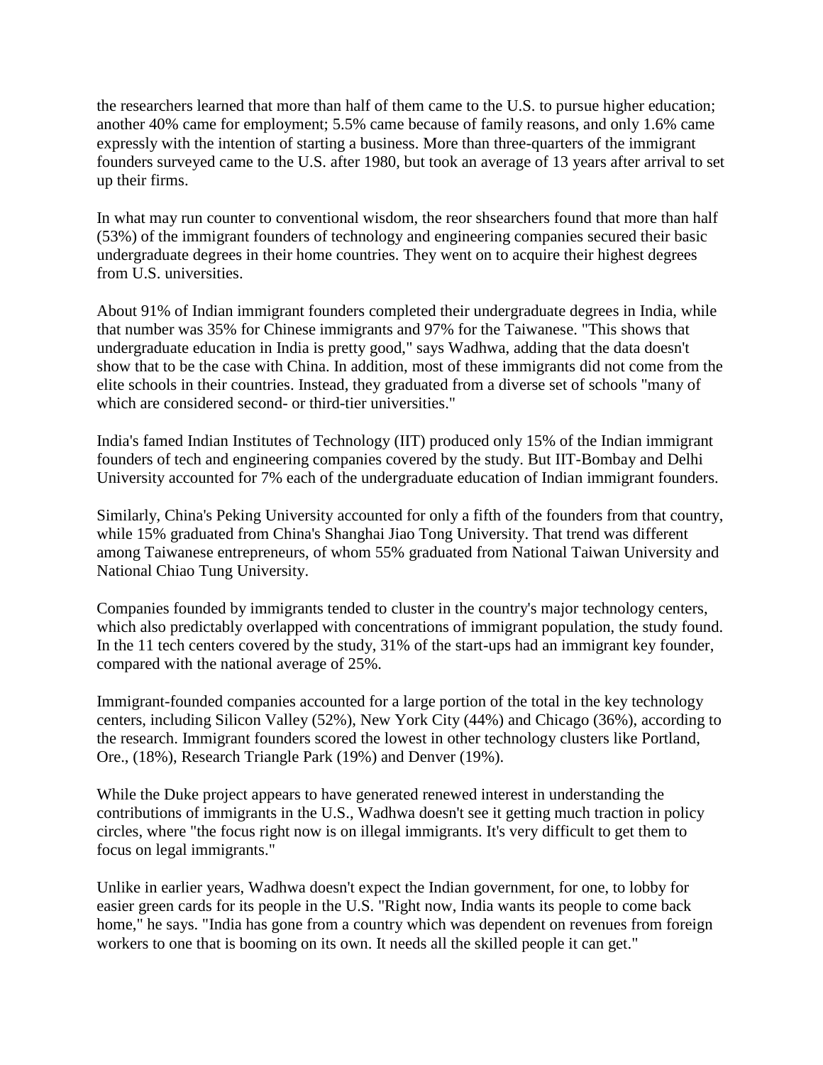the researchers learned that more than half of them came to the U.S. to pursue higher education; another 40% came for employment; 5.5% came because of family reasons, and only 1.6% came expressly with the intention of starting a business. More than three-quarters of the immigrant founders surveyed came to the U.S. after 1980, but took an average of 13 years after arrival to set up their firms.

In what may run counter to conventional wisdom, the reor shsearchers found that more than half (53%) of the immigrant founders of technology and engineering companies secured their basic undergraduate degrees in their home countries. They went on to acquire their highest degrees from U.S. universities.

About 91% of Indian immigrant founders completed their undergraduate degrees in India, while that number was 35% for Chinese immigrants and 97% for the Taiwanese. "This shows that undergraduate education in India is pretty good," says Wadhwa, adding that the data doesn't show that to be the case with China. In addition, most of these immigrants did not come from the elite schools in their countries. Instead, they graduated from a diverse set of schools "many of which are considered second- or third-tier universities."

India's famed Indian Institutes of Technology (IIT) produced only 15% of the Indian immigrant founders of tech and engineering companies covered by the study. But IIT-Bombay and Delhi University accounted for 7% each of the undergraduate education of Indian immigrant founders.

Similarly, China's Peking University accounted for only a fifth of the founders from that country, while 15% graduated from China's Shanghai Jiao Tong University. That trend was different among Taiwanese entrepreneurs, of whom 55% graduated from National Taiwan University and National Chiao Tung University.

Companies founded by immigrants tended to cluster in the country's major technology centers, which also predictably overlapped with concentrations of immigrant population, the study found. In the 11 tech centers covered by the study, 31% of the start-ups had an immigrant key founder, compared with the national average of 25%.

Immigrant-founded companies accounted for a large portion of the total in the key technology centers, including Silicon Valley (52%), New York City (44%) and Chicago (36%), according to the research. Immigrant founders scored the lowest in other technology clusters like Portland, Ore., (18%), Research Triangle Park (19%) and Denver (19%).

While the Duke project appears to have generated renewed interest in understanding the contributions of immigrants in the U.S., Wadhwa doesn't see it getting much traction in policy circles, where "the focus right now is on illegal immigrants. It's very difficult to get them to focus on legal immigrants."

Unlike in earlier years, Wadhwa doesn't expect the Indian government, for one, to lobby for easier green cards for its people in the U.S. "Right now, India wants its people to come back home," he says. "India has gone from a country which was dependent on revenues from foreign workers to one that is booming on its own. It needs all the skilled people it can get."